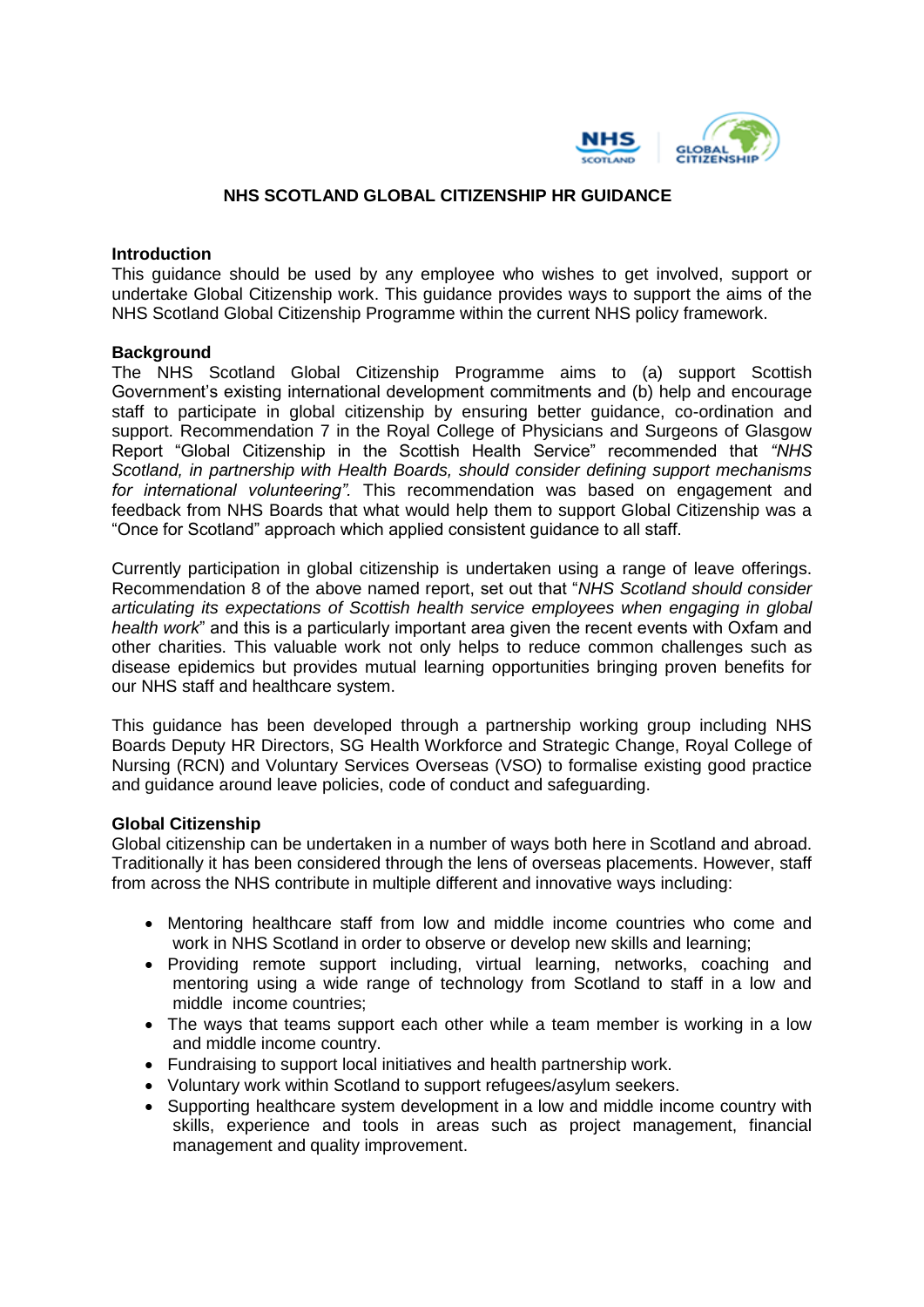# NHS SCOTLAND GLOBAL CITIZENSHIP HR GUIDANCE

## Introduction

This guidance should be used by any employee who wishes to get involved, support or undertake Global Citizenship work. This guidance provides ways to support the aims of the NHS Scotland Global Citizenship Programme within the current NHS policy framework.

## Background

The NHS Scotland Global Citizenship Programme aims to (a) support Scottish Government's existing international development commitments and (b) help and encourage staff to participate in global citizenship by ensuring better guidance, co-ordination and support. Recommendation 7 in the Royal College of Physicians and Surgeons of Glasgow Report "Global Citizenship in the Scottish Health Service" recommended that *"NHS Scotland, in partnership with Health Boards, should consider defining support mechanisms for international volunteering".* This recommendation was based on engagement and feedback from NHS Boards that what would help them to support Global Citizenship was a "Once for Scotland" approach which applied consistent guidance to all staff.

Currently participation in global citizenship is undertaken using a range of leave offerings. Recommendation 8 of the above named report, set out that "*NHS Scotland should consider articulating its expectations of Scottish health service employees when engaging in global health work*" and this is a particularly important area given the recent events with Oxfam and other charities. This valuable work not only helps to reduce common challenges such as disease epidemics but provides mutual learning opportunities bringing proven benefits for our NHS staff and healthcare system.

This guidance has been developed through a partnership working group including NHS Boards Deputy HR Directors, SG Health Workforce and Strategic Change, Royal College of Nursing (RCN) and Voluntary Services Overseas (VSO) to formalise existing good practice and guidance around leave policies, code of conduct and safeguarding.

## Global Citizenship

Global citizenship can be undertaken in a number of ways both here in Scotland and abroad. Traditionally it has been considered through the lens of overseas placements. However, staff from across the NHS contribute in multiple different and innovative ways including:

- Mentoring healthcare staff from low and middle income countries who come and work in NHS Scotland in order to observe or develop new skills and learning;
- Providing remote support including, virtual learning, networks, coaching and mentoring using a wide range of technology from Scotland to staff in a low and middle income countries;
- The ways that teams support each other while a team member is working in a low and middle income country.
- Fundraising to support local initiatives and health partnership work.
- Voluntary work within Scotland to support refugees/asylum seekers.
- Supporting healthcare system development in a low and middle income country with skills, experience and tools in areas such as project management, financial management and quality improvement.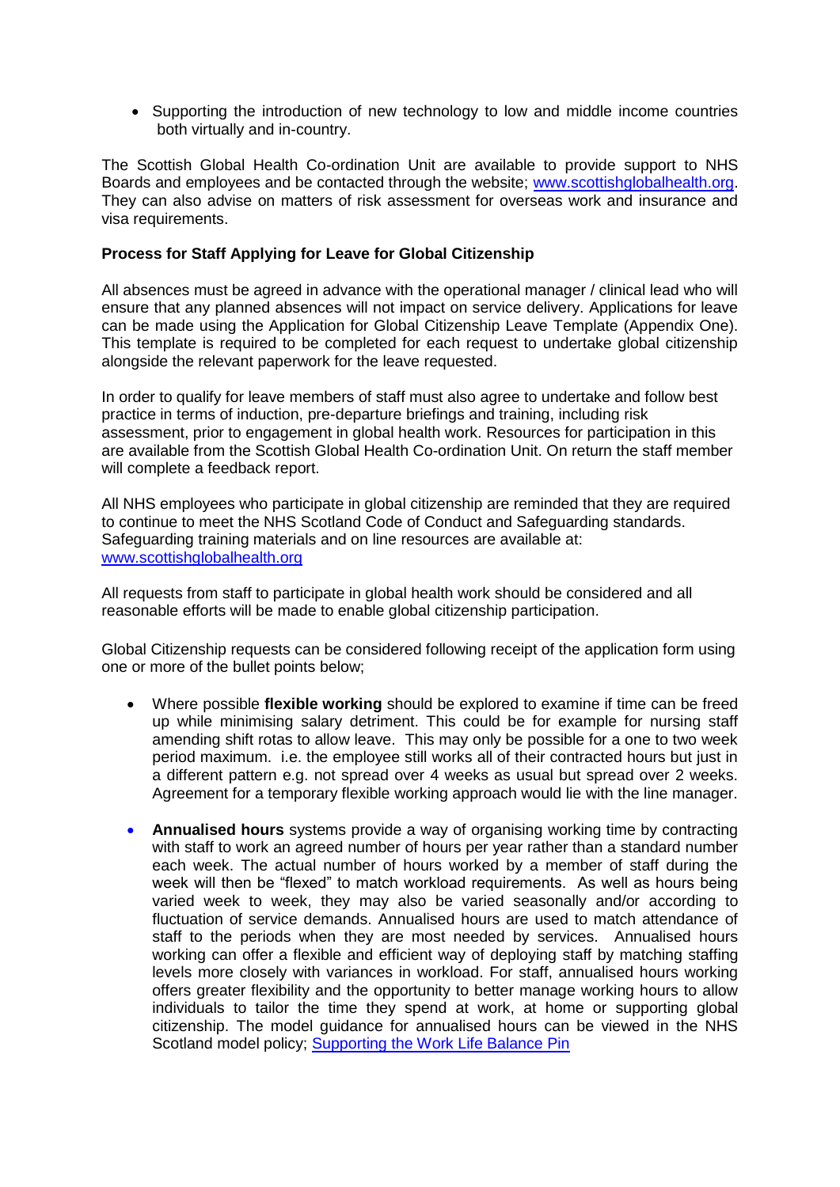- Supporting the introduction of new technology to low and middle income countries both virtually and in-country.

The Scottish Global Health Co-ordination Unit are available to provide support to NHS Boards and employees and be contacted through the website; [www.scottishglobalhealth.org](http://www.scottishglobalhealth.org). They can also advise on matters of risk assessment for overseas work and insurance and visa requirements.

**Process for Staff Applying for Leave for Global Citizenship**

All absences must be agreed in advance with the operational manager / clinical lead who will ensure that any planned absences will not impact on service delivery. Applications for leave can be made using the Application for Global Citizenship Leave Template (Appendix One). This template is required to be completed for each request to undertake global citizenship alongside the relevant paperwork for the leave requested.

In order to qualify for leave members of staff must also agree to undertake and follow best practice in terms of induction, pre-departure briefings and training, including risk assessment, prior to engagement in global health work. Resources for participation in this are available from the Scottish Global Health Co-ordination Unit. On return the staff member will complete a feedback report.

All NHS employees who participate in global citizenship are reminded that they are required to continue to meet the NHS Scotland Code of Conduct and Safeguarding standards. Safeguarding training materials and on line resources are available at: [www.scottishglobalhealth.org](http://www.scottishglobalhealth.org)

All requests from staff to participate in global health work should be considered and all reasonable efforts will be made to enable global citizenship participation.

Global Citizenship requests can be considered following receipt of the application form using one or more of the bullet points below;

- Where possible **flexible working** should be explored to examine if time can be freed up while minimising salary detriment. This could be for example for nursing staff amending shift rotas to allow leave. This may only be possible for a one to two week period maximum. i.e. the employee still works all of their contracted hours but just in a different pattern e.g. not spread over 4 weeks as usual but spread over 2 weeks. Agreement for a temporary flexible working approach would lie with the line manager.

- **Annualised hours** systems provide a way of organising working time by contracting with staff to work an agreed number of hours per year rather than a standard number each week. The actual number of hours worked by a member of staff during the week will then be "flexed" to match workload requirements. As well as hours being varied week to week, they may also be varied seasonally and/or according to fluctuation of service demands. Annualised hours are used to match attendance of staff to the periods when they are most needed by services. Annualised hours working can offer a flexible and efficient way of deploying staff by matching staffing levels more closely with variances in workload. For staff, annualised hours working offers greater flexibility and the opportunity to better manage working hours to allow individuals to tailor the time they spend at work, at home or supporting global citizenship. The model guidance for annualised hours can be viewed in the NHS Scotland model policy; Supporting the Work Life Balance Pin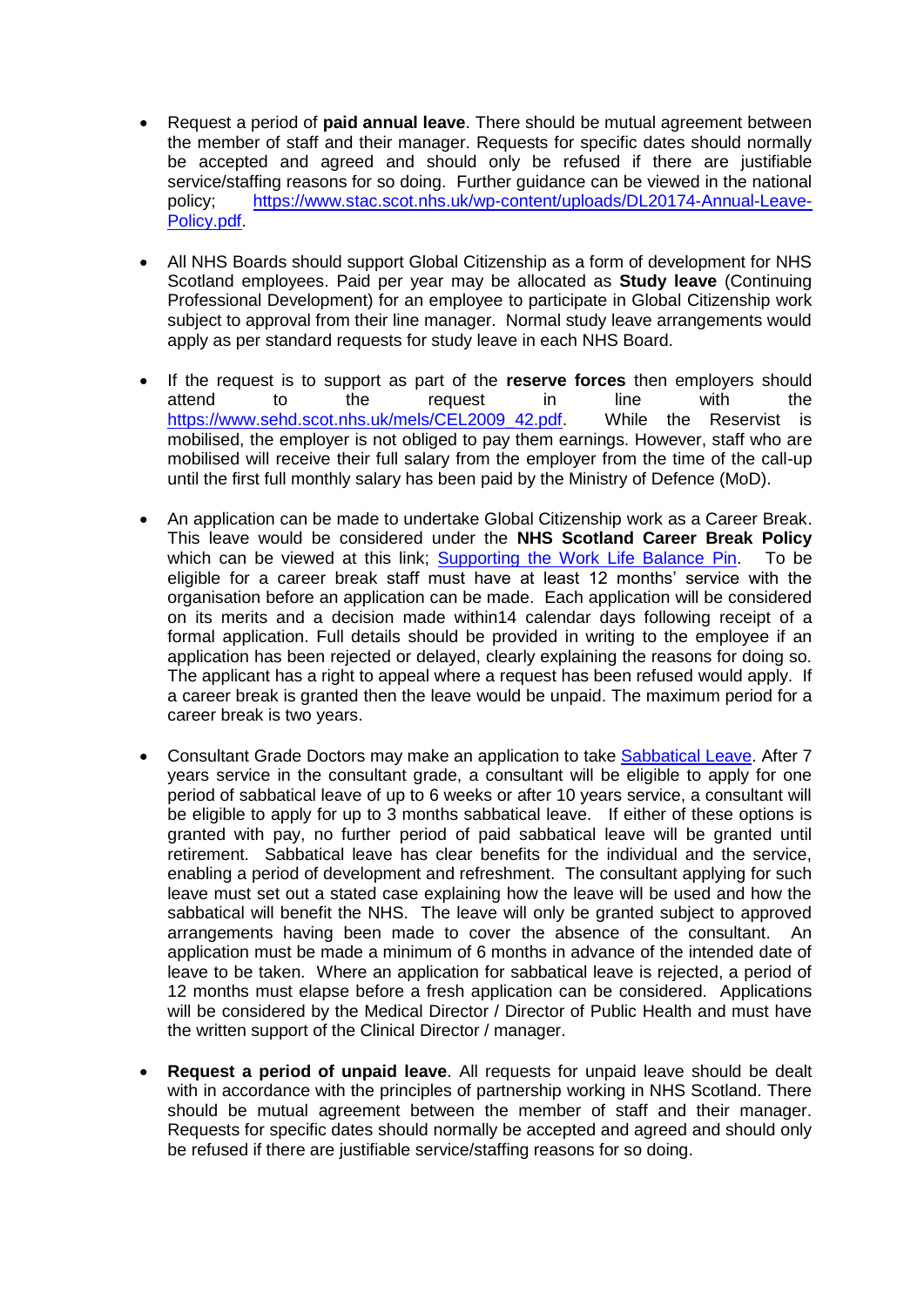- Request a period of **paid annual leave**. There should be mutual agreement between the member of staff and their manager. Requests for specific dates should normally be accepted and agreed and should only be refused if there are justifiable service/staffing reasons for so doing. Further guidance can be viewed in the national policy; [https://www.stac.scot.nhs.uk/wp-content/uploads/DL20174-Annual-Leave-Policy.pdf](https://www.stac.scot.nhs.uk/wp-content/uploads/DL20174-Annual-Leave-Policy.pdf).

- All NHS Boards should support Global Citizenship as a form of development for NHS Scotland employees. Paid per year may be allocated as **Study leave** (Continuing Professional Development) for an employee to participate in Global Citizenship work subject to approval from their line manager. Normal study leave arrangements would apply as per standard requests for study leave in each NHS Board.

- If the request is to support as part of the **reserve forces** then employers should attend to the request in line with the [https://www.sehd.scot.nhs.uk/mels/CEL2009_42.pdf](https://www.sehd.scot.nhs.uk/mels/CEL2009_42.pdf). While the Reservist is mobilised, the employer is not obliged to pay them earnings. However, staff who are mobilised will receive their full salary from the employer from the time of the call-up until the first full monthly salary has been paid by the Ministry of Defence (MoD).

- An application can be made to undertake Global Citizenship work as a Career Break. This leave would be considered under the **NHS Scotland Career Break Policy** which can be viewed at this link; Supporting the Work Life Balance Pin. To be eligible for a career break staff must have at least 12 months' service with the organisation before an application can be made. Each application will be considered on its merits and a decision made within14 calendar days following receipt of a formal application. Full details should be provided in writing to the employee if an application has been rejected or delayed, clearly explaining the reasons for doing so. The applicant has a right to appeal where a request has been refused would apply. If a career break is granted then the leave would be unpaid. The maximum period for a career break is two years.

- Consultant Grade Doctors may make an application to take Sabbatical Leave. After 7 years service in the consultant grade, a consultant will be eligible to apply for one period of sabbatical leave of up to 6 weeks or after 10 years service, a consultant will be eligible to apply for up to 3 months sabbatical leave. If either of these options is granted with pay, no further period of paid sabbatical leave will be granted until retirement. Sabbatical leave has clear benefits for the individual and the service, enabling a period of development and refreshment. The consultant applying for such leave must set out a stated case explaining how the leave will be used and how the sabbatical will benefit the NHS. The leave will only be granted subject to approved arrangements having been made to cover the absence of the consultant. An application must be made a minimum of 6 months in advance of the intended date of leave to be taken. Where an application for sabbatical leave is rejected, a period of 12 months must elapse before a fresh application can be considered. Applications will be considered by the Medical Director / Director of Public Health and must have the written support of the Clinical Director / manager.

- **Request a period of unpaid leave**. All requests for unpaid leave should be dealt with in accordance with the principles of partnership working in NHS Scotland. There should be mutual agreement between the member of staff and their manager. Requests for specific dates should normally be accepted and agreed and should only be refused if there are justifiable service/staffing reasons for so doing.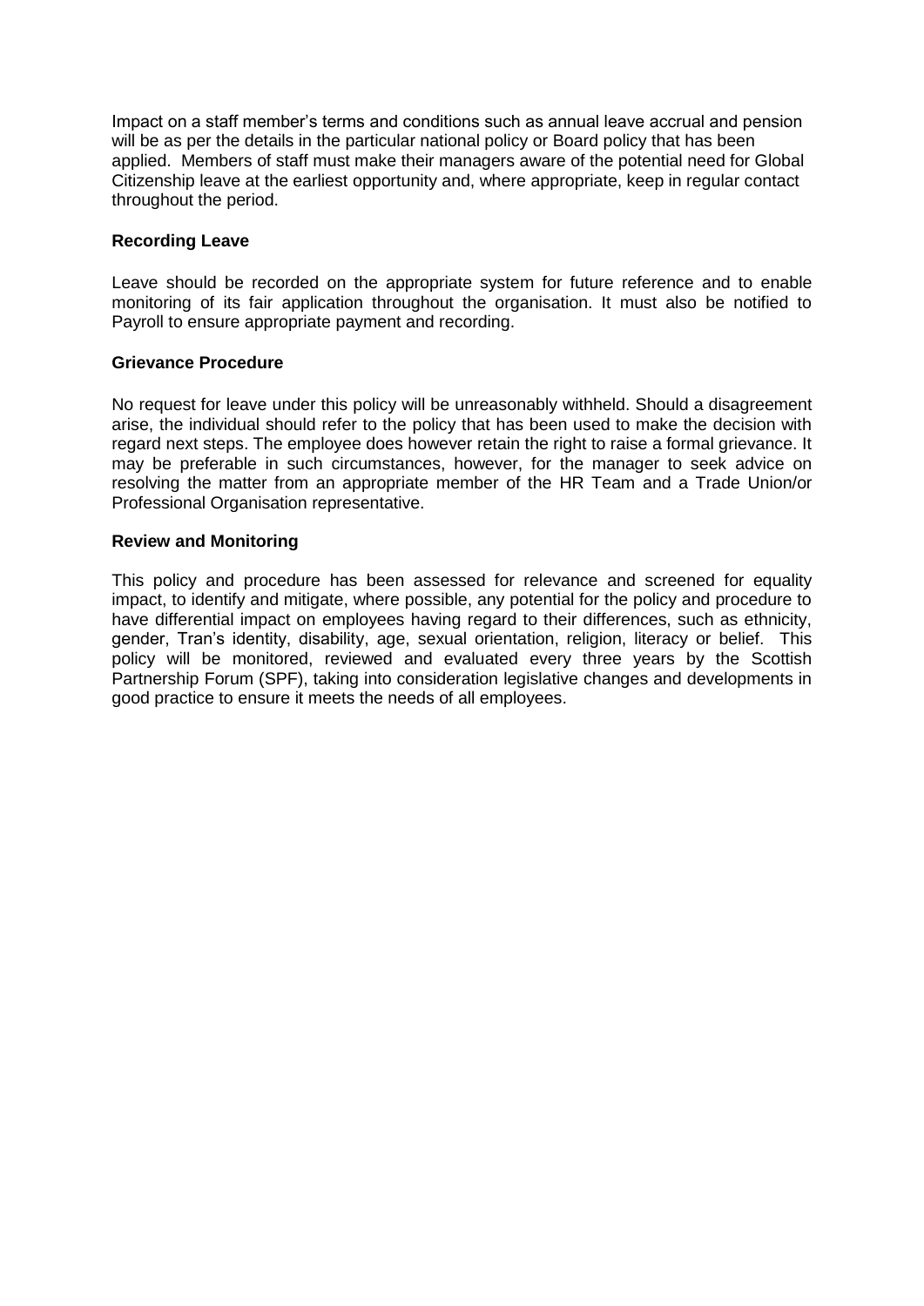Impact on a staff member's terms and conditions such as annual leave accrual and pension will be as per the details in the particular national policy or Board policy that has been applied. Members of staff must make their managers aware of the potential need for Global Citizenship leave at the earliest opportunity and, where appropriate, keep in regular contact throughout the period.

**Recording Leave**

Leave should be recorded on the appropriate system for future reference and to enable monitoring of its fair application throughout the organisation. It must also be notified to Payroll to ensure appropriate payment and recording.

**Grievance Procedure**

No request for leave under this policy will be unreasonably withheld. Should a disagreement arise, the individual should refer to the policy that has been used to make the decision with regard next steps. The employee does however retain the right to raise a formal grievance. It may be preferable in such circumstances, however, for the manager to seek advice on resolving the matter from an appropriate member of the HR Team and a Trade Union/or Professional Organisation representative.

**Review and Monitoring**

This policy and procedure has been assessed for relevance and screened for equality impact, to identify and mitigate, where possible, any potential for the policy and procedure to have differential impact on employees having regard to their differences, such as ethnicity, gender, Tran's identity, disability, age, sexual orientation, religion, literacy or belief. This policy will be monitored, reviewed and evaluated every three years by the Scottish Partnership Forum (SPF), taking into consideration legislative changes and developments in good practice to ensure it meets the needs of all employees.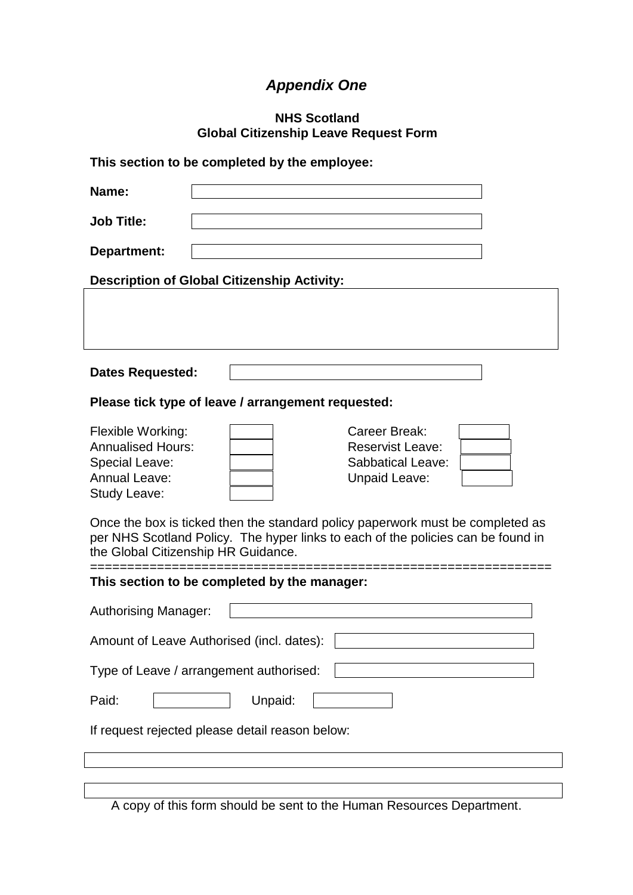# *Appendix One*

## NHS Scotland
## Global Citizenship Leave Request Form

**This section to be completed by the employee:**

**Name:**

**Job Title:**

**Department:**

**Description of Global Citizenship Activity:**

**Dates Requested:**

**Please tick type of leave / arrangement requested:**

| | | | |
|---|---|---|---|
| Flexible Working: | | Career Break: | |
| Annualised Hours: | | Reservist Leave: | |
| Special Leave: | | Sabbatical Leave: | |
| Annual Leave: | | Unpaid Leave: | |
| Study Leave: | | | |

Once the box is ticked then the standard policy paperwork must be completed as per NHS Scotland Policy. The hyper links to each of the policies can be found in the Global Citizenship HR Guidance.

============================================================

**This section to be completed by the manager:**

Authorising Manager:

Amount of Leave Authorised (incl. dates):

Type of Leave / arrangement authorised:

Paid: Unpaid:

If request rejected please detail reason below:

A copy of this form should be sent to the Human Resources Department.